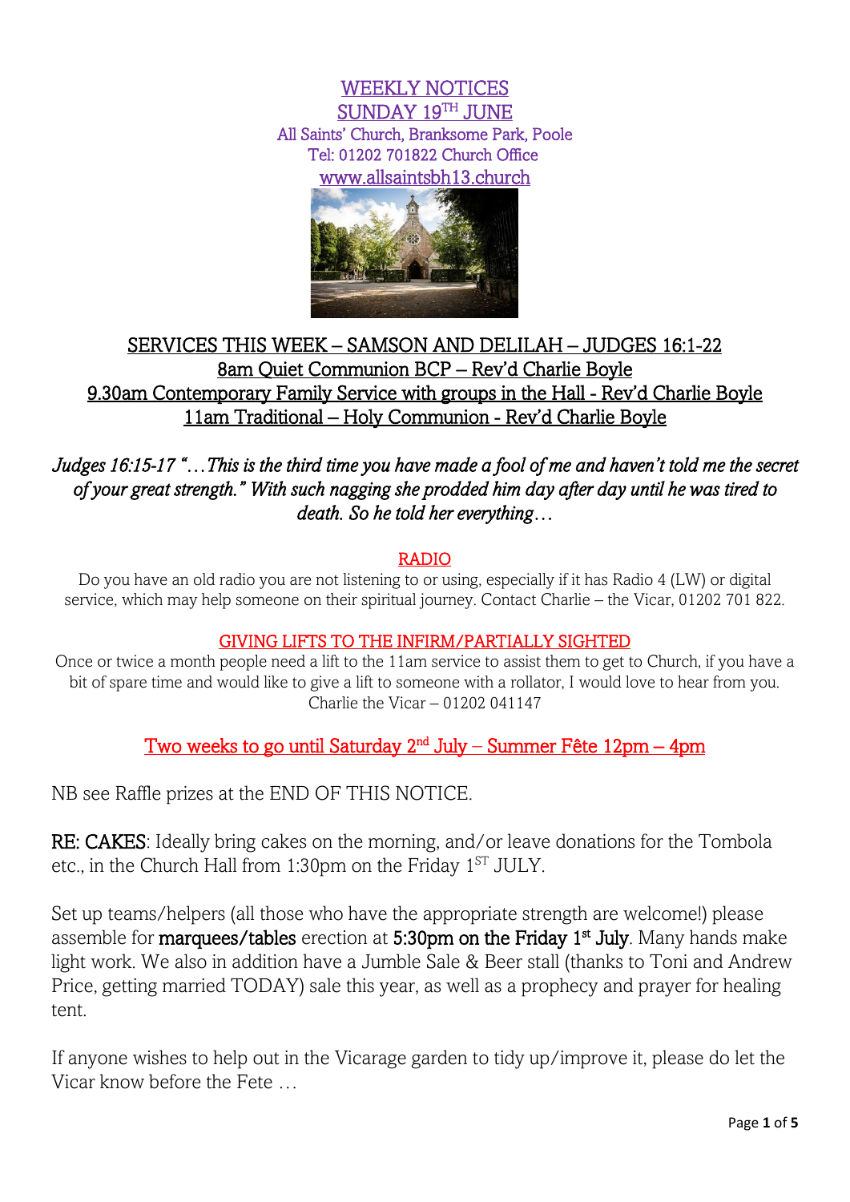# WEEKLY NOTICES

## SUNDAY 19TH JUNE

All Saints' Church, Branksome Park, Poole
Tel: 01202 701822 Church Office
www.allsaintsbh13.church

## SERVICES THIS WEEK – SAMSON AND DELILAH – JUDGES 16:1-22

8am Quiet Communion BCP – Rev'd Charlie Boyle
9.30am Contemporary Family Service with groups in the Hall - Rev'd Charlie Boyle
11am Traditional – Holy Communion - Rev'd Charlie Boyle

*Judges 16:15-17 "…This is the third time you have made a fool of me and haven't told me the secret of your great strength." With such nagging she prodded him day after day until he was tired to death. So he told her everything…*

### RADIO

Do you have an old radio you are not listening to or using, especially if it has Radio 4 (LW) or digital service, which may help someone on their spiritual journey. Contact Charlie – the Vicar, 01202 701 822.

### GIVING LIFTS TO THE INFIRM/PARTIALLY SIGHTED

Once or twice a month people need a lift to the 11am service to assist them to get to Church, if you have a bit of spare time and would like to give a lift to someone with a rollator, I would love to hear from you. Charlie the Vicar – 01202 041147

### Two weeks to go until Saturday 2nd July – Summer Fête 12pm – 4pm

NB see Raffle prizes at the END OF THIS NOTICE.

RE: CAKES: Ideally bring cakes on the morning, and/or leave donations for the Tombola etc., in the Church Hall from 1:30pm on the Friday 1ST JULY.

Set up teams/helpers (all those who have the appropriate strength are welcome!) please assemble for **marquees/tables** erection at **5:30pm on the Friday 1st July**. Many hands make light work. We also in addition have a Jumble Sale & Beer stall (thanks to Toni and Andrew Price, getting married TODAY) sale this year, as well as a prophecy and prayer for healing tent.

If anyone wishes to help out in the Vicarage garden to tidy up/improve it, please do let the Vicar know before the Fete …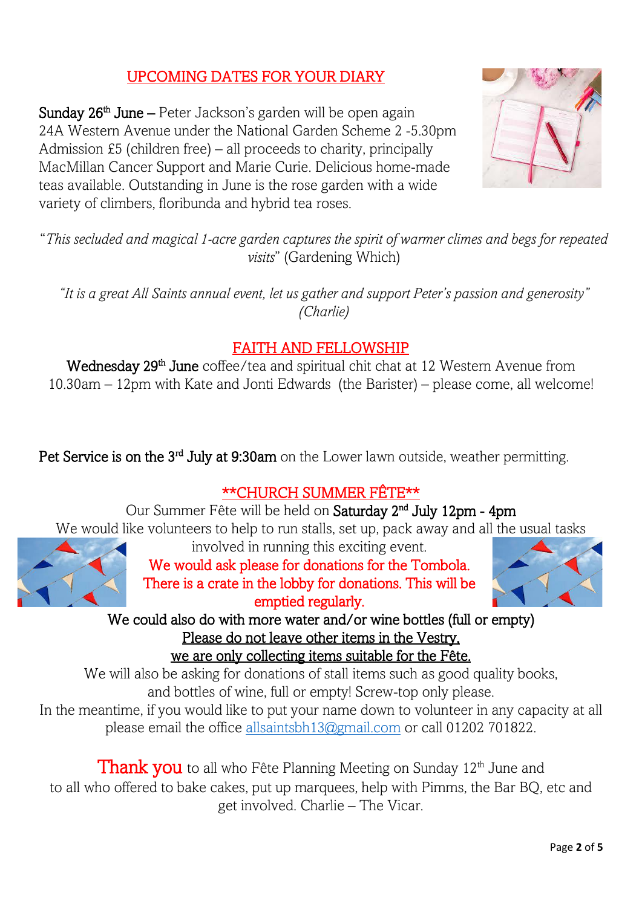## UPCOMING DATES FOR YOUR DIARY

**Sunday 26th June –** Peter Jackson's garden will be open again 24A Western Avenue under the National Garden Scheme 2 -5.30pm Admission £5 (children free) – all proceeds to charity, principally MacMillan Cancer Support and Marie Curie. Delicious home-made teas available. Outstanding in June is the rose garden with a wide variety of climbers, floribunda and hybrid tea roses.

"*This secluded and magical 1-acre garden captures the spirit of warmer climes and begs for repeated visits*" (Gardening Which)

*"It is a great All Saints annual event, let us gather and support Peter's passion and generosity" (Charlie)*

## FAITH AND FELLOWSHIP

**Wednesday 29th June** coffee/tea and spiritual chit chat at 12 Western Avenue from 10.30am – 12pm with Kate and Jonti Edwards (the Barister) – please come, all welcome!

**Pet Service is on the 3rd July at 9:30am** on the Lower lawn outside, weather permitting.

## **CHURCH SUMMER FÊTE**

Our Summer Fête will be held on **Saturday 2nd July 12pm - 4pm**

We would like volunteers to help to run stalls, set up, pack away and all the usual tasks involved in running this exciting event.

We would ask please for donations for the Tombola. There is a crate in the lobby for donations. This will be emptied regularly.

We could also do with more water and/or wine bottles (full or empty)

Please do not leave other items in the Vestry, we are only collecting items suitable for the Fête.

We will also be asking for donations of stall items such as good quality books, and bottles of wine, full or empty! Screw-top only please.

In the meantime, if you would like to put your name down to volunteer in any capacity at all please email the office allsaintsbh13@gmail.com or call 01202 701822.

**Thank you** to all who Fête Planning Meeting on Sunday 12th June and to all who offered to bake cakes, put up marquees, help with Pimms, the Bar BQ, etc and get involved. Charlie – The Vicar.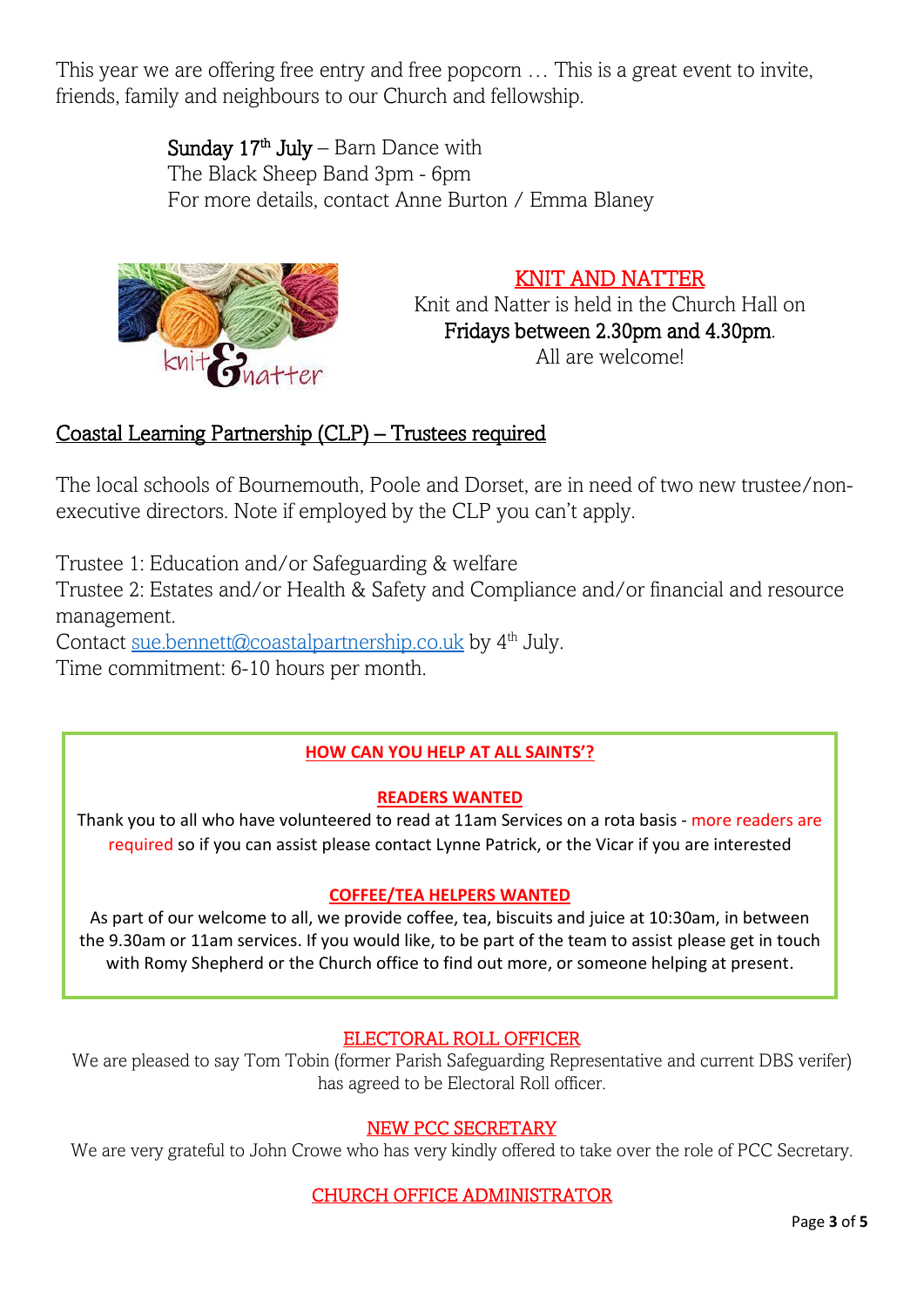This year we are offering free entry and free popcorn … This is a great event to invite, friends, family and neighbours to our Church and fellowship.

Sunday 17th July – Barn Dance with The Black Sheep Band 3pm - 6pm
For more details, contact Anne Burton / Emma Blaney

## KNIT AND NATTER

Knit and Natter is held in the Church Hall on Fridays between 2.30pm and 4.30pm.
All are welcome!

## Coastal Learning Partnership (CLP) – Trustees required

The local schools of Bournemouth, Poole and Dorset, are in need of two new trustee/non-executive directors. Note if employed by the CLP you can't apply.

Trustee 1: Education and/or Safeguarding & welfare
Trustee 2: Estates and/or Health & Safety and Compliance and/or financial and resource management.
Contact sue.bennett@coastalpartnership.co.uk by 4th July.
Time commitment: 6-10 hours per month.

## HOW CAN YOU HELP AT ALL SAINTS'?

### READERS WANTED

Thank you to all who have volunteered to read at 11am Services on a rota basis - more readers are required so if you can assist please contact Lynne Patrick, or the Vicar if you are interested

### COFFEE/TEA HELPERS WANTED

As part of our welcome to all, we provide coffee, tea, biscuits and juice at 10:30am, in between the 9.30am or 11am services. If you would like, to be part of the team to assist please get in touch with Romy Shepherd or the Church office to find out more, or someone helping at present.

## ELECTORAL ROLL OFFICER

We are pleased to say Tom Tobin (former Parish Safeguarding Representative and current DBS verifer) has agreed to be Electoral Roll officer.

## NEW PCC SECRETARY

We are very grateful to John Crowe who has very kindly offered to take over the role of PCC Secretary.

## CHURCH OFFICE ADMINISTRATOR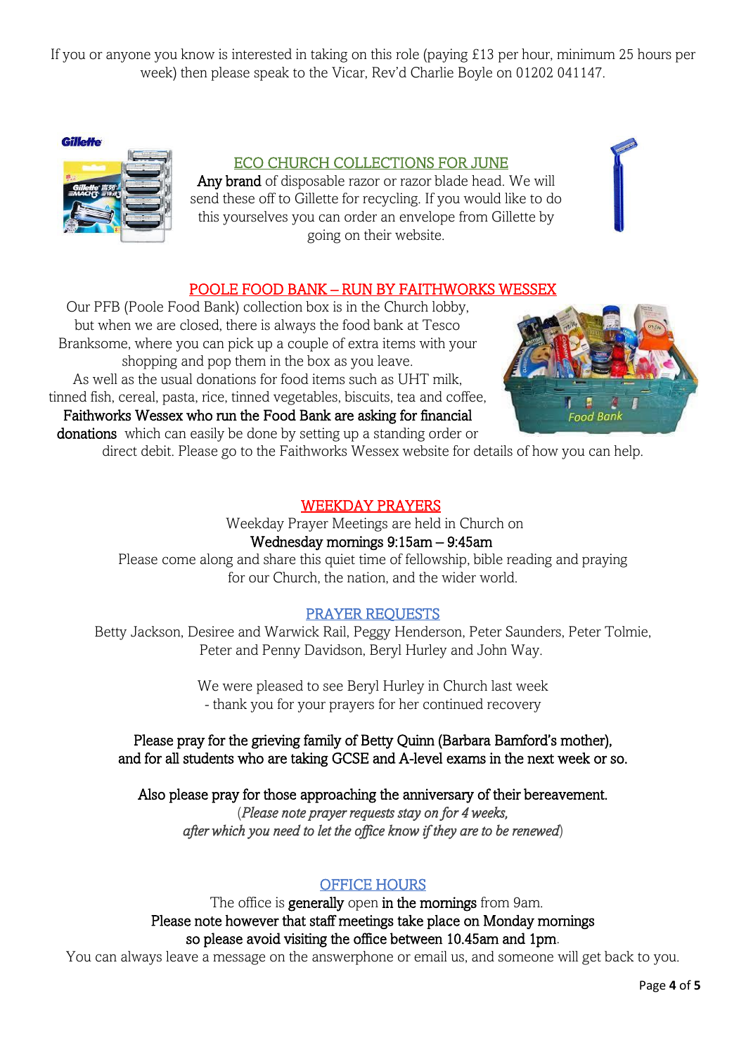If you or anyone you know is interested in taking on this role (paying £13 per hour, minimum 25 hours per week) then please speak to the Vicar, Rev'd Charlie Boyle on 01202 041147.

## ECO CHURCH COLLECTIONS FOR JUNE

**Any brand** of disposable razor or razor blade head. We will send these off to Gillette for recycling. If you would like to do this yourselves you can order an envelope from Gillette by going on their website.

## POOLE FOOD BANK – RUN BY FAITHWORKS WESSEX

Our PFB (Poole Food Bank) collection box is in the Church lobby, but when we are closed, there is always the food bank at Tesco Branksome, where you can pick up a couple of extra items with your shopping and pop them in the box as you leave.

As well as the usual donations for food items such as UHT milk, tinned fish, cereal, pasta, rice, tinned vegetables, biscuits, tea and coffee, **Faithworks Wessex who run the Food Bank are asking for financial donations** which can easily be done by setting up a standing order or direct debit. Please go to the Faithworks Wessex website for details of how you can help.

## WEEKDAY PRAYERS

Weekday Prayer Meetings are held in Church on

**Wednesday mornings 9:15am – 9:45am**

Please come along and share this quiet time of fellowship, bible reading and praying for our Church, the nation, and the wider world.

## PRAYER REQUESTS

Betty Jackson, Desiree and Warwick Rail, Peggy Henderson, Peter Saunders, Peter Tolmie, Peter and Penny Davidson, Beryl Hurley and John Way.

We were pleased to see Beryl Hurley in Church last week - thank you for your prayers for her continued recovery

**Please pray for the grieving family of Betty Quinn (Barbara Bamford's mother), and for all students who are taking GCSE and A-level exams in the next week or so.**

**Also please pray for those approaching the anniversary of their bereavement.**

(*Please note prayer requests stay on for 4 weeks, after which you need to let the office know if they are to be renewed*)

## OFFICE HOURS

The office is **generally** open **in the mornings** from 9am.

**Please note however that staff meetings take place on Monday mornings so please avoid visiting the office between 10.45am and 1pm**.

You can always leave a message on the answerphone or email us, and someone will get back to you.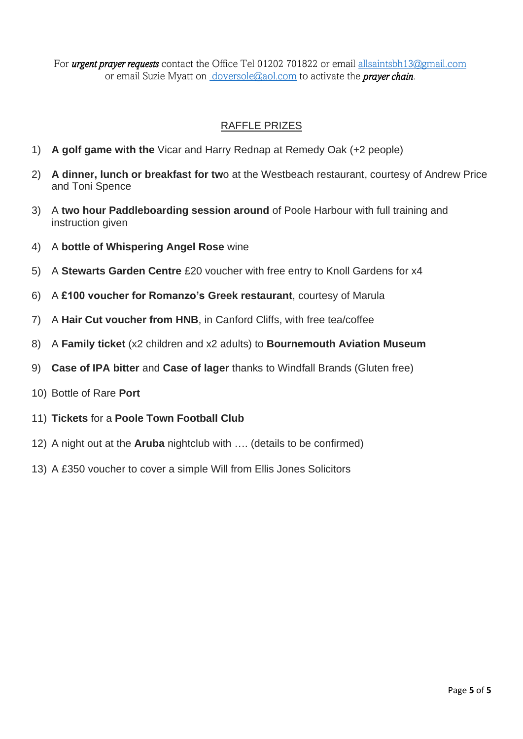For *urgent prayer requests* contact the Office Tel 01202 701822 or email allsaintsbh13@gmail.com or email Suzie Myatt on doversole@aol.com to activate the ***prayer chain***.

## RAFFLE PRIZES

1) **A golf game with the** Vicar and Harry Rednap at Remedy Oak (+2 people)
2) **A dinner, lunch or breakfast for tw**o at the Westbeach restaurant, courtesy of Andrew Price and Toni Spence
3) A **two hour Paddleboarding session around** of Poole Harbour with full training and instruction given
4) A **bottle of Whispering Angel Rose** wine
5) A **Stewarts Garden Centre** £20 voucher with free entry to Knoll Gardens for x4
6) A **£100 voucher for Romanzo's Greek restaurant**, courtesy of Marula
7) A **Hair Cut voucher from HNB**, in Canford Cliffs, with free tea/coffee
8) A **Family ticket** (x2 children and x2 adults) to **Bournemouth Aviation Museum**
9) **Case of IPA bitter** and **Case of lager** thanks to Windfall Brands (Gluten free)
10) Bottle of Rare **Port**
11) **Tickets** for a **Poole Town Football Club**
12) A night out at the **Aruba** nightclub with …. (details to be confirmed)
13) A £350 voucher to cover a simple Will from Ellis Jones Solicitors